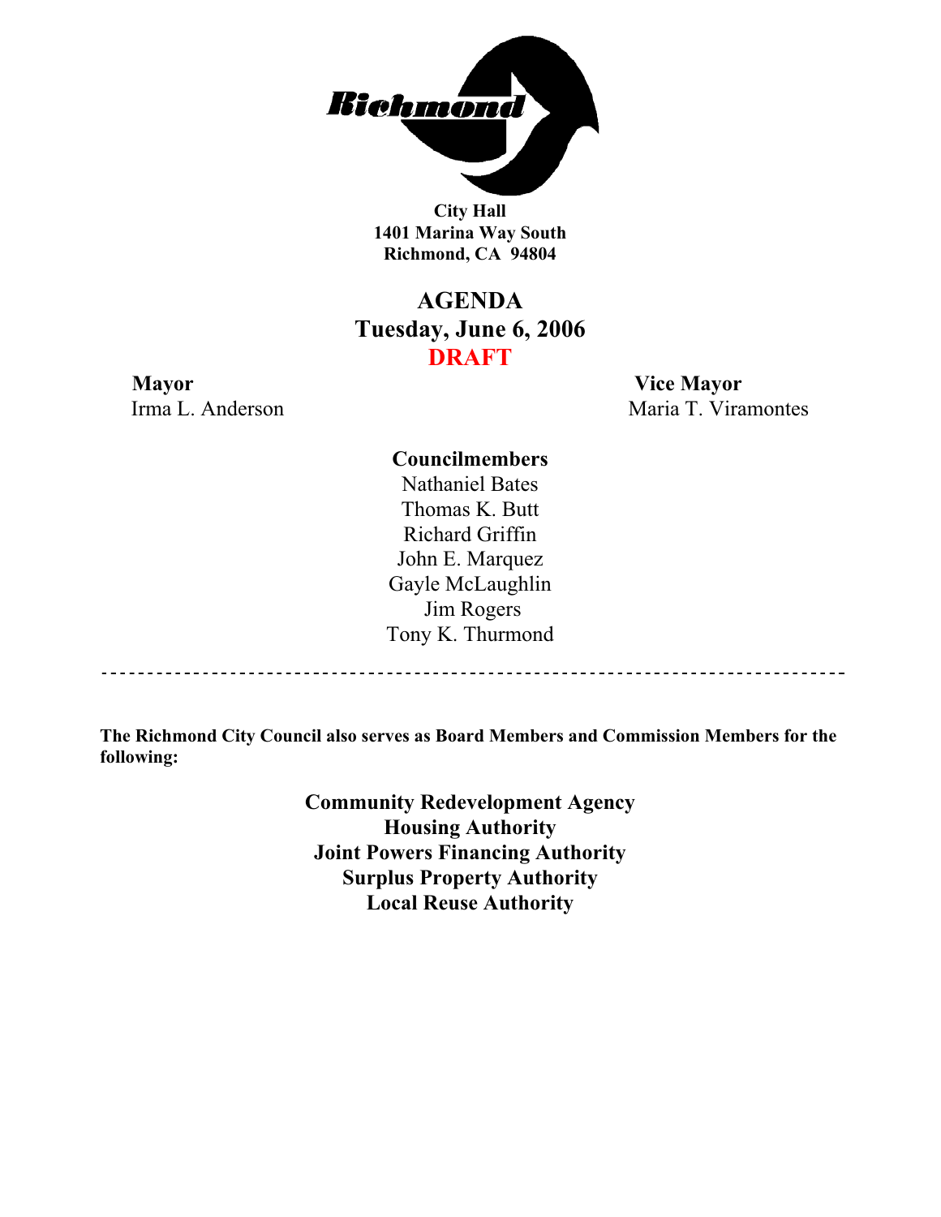Richmond

**City Hall**
**1401 Marina Way South**
**Richmond, CA 94804**

# AGENDA
## Tuesday, June 6, 2006
## DRAFT

**Mayor**
Irma L. Anderson

**Vice Mayor**
Maria T. Viramontes

**Councilmembers**
Nathaniel Bates
Thomas K. Butt
Richard Griffin
John E. Marquez
Gayle McLaughlin
Jim Rogers
Tony K. Thurmond

---

**The Richmond City Council also serves as Board Members and Commission Members for the following:**

**Community Redevelopment Agency**
**Housing Authority**
**Joint Powers Financing Authority**
**Surplus Property Authority**
**Local Reuse Authority**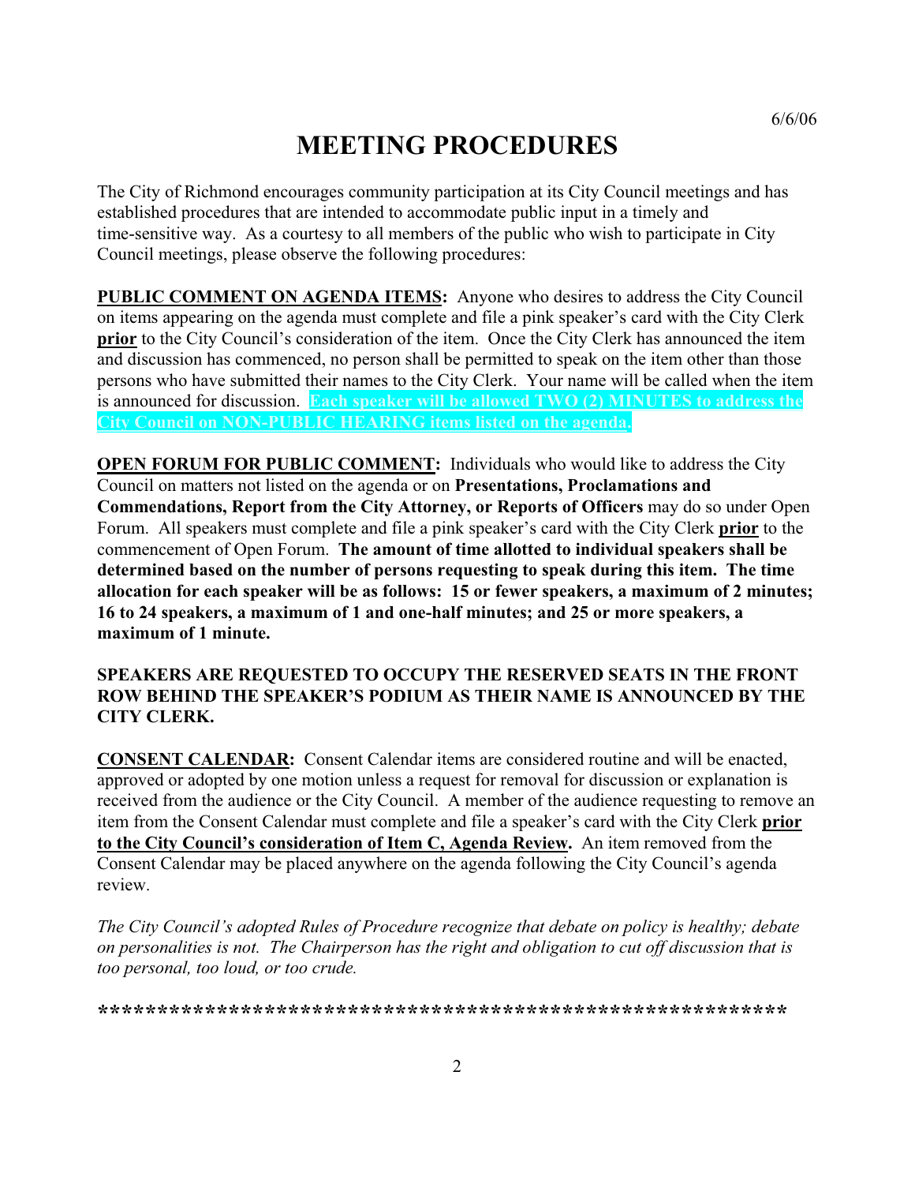6/6/06

# MEETING PROCEDURES

The City of Richmond encourages community participation at its City Council meetings and has established procedures that are intended to accommodate public input in a timely and time-sensitive way. As a courtesy to all members of the public who wish to participate in City Council meetings, please observe the following procedures:

**PUBLIC COMMENT ON AGENDA ITEMS:** Anyone who desires to address the City Council on items appearing on the agenda must complete and file a pink speaker's card with the City Clerk **prior** to the City Council's consideration of the item. Once the City Clerk has announced the item and discussion has commenced, no person shall be permitted to speak on the item other than those persons who have submitted their names to the City Clerk. Your name will be called when the item is announced for discussion. **Each speaker will be allowed TWO (2) MINUTES to address the City Council on NON-PUBLIC HEARING items listed on the agenda.**

**OPEN FORUM FOR PUBLIC COMMENT:** Individuals who would like to address the City Council on matters not listed on the agenda or on **Presentations, Proclamations and Commendations, Report from the City Attorney, or Reports of Officers** may do so under Open Forum. All speakers must complete and file a pink speaker's card with the City Clerk **prior** to the commencement of Open Forum. **The amount of time allotted to individual speakers shall be determined based on the number of persons requesting to speak during this item. The time allocation for each speaker will be as follows: 15 or fewer speakers, a maximum of 2 minutes; 16 to 24 speakers, a maximum of 1 and one-half minutes; and 25 or more speakers, a maximum of 1 minute.**

**SPEAKERS ARE REQUESTED TO OCCUPY THE RESERVED SEATS IN THE FRONT ROW BEHIND THE SPEAKER'S PODIUM AS THEIR NAME IS ANNOUNCED BY THE CITY CLERK.**

**CONSENT CALENDAR:** Consent Calendar items are considered routine and will be enacted, approved or adopted by one motion unless a request for removal for discussion or explanation is received from the audience or the City Council. A member of the audience requesting to remove an item from the Consent Calendar must complete and file a speaker's card with the City Clerk **prior to the City Council's consideration of Item C, Agenda Review.** An item removed from the Consent Calendar may be placed anywhere on the agenda following the City Council's agenda review.

*The City Council's adopted Rules of Procedure recognize that debate on policy is healthy; debate on personalities is not. The Chairperson has the right and obligation to cut off discussion that is too personal, too loud, or too crude.*

**\*\*\*\*\*\*\*\*\*\*\*\*\*\*\*\*\*\*\*\*\*\*\*\*\*\*\*\*\*\*\*\*\*\*\*\*\*\*\*\*\*\*\*\*\*\*\*\*\*\*\*\*\*\*\*\*\*\*\*\***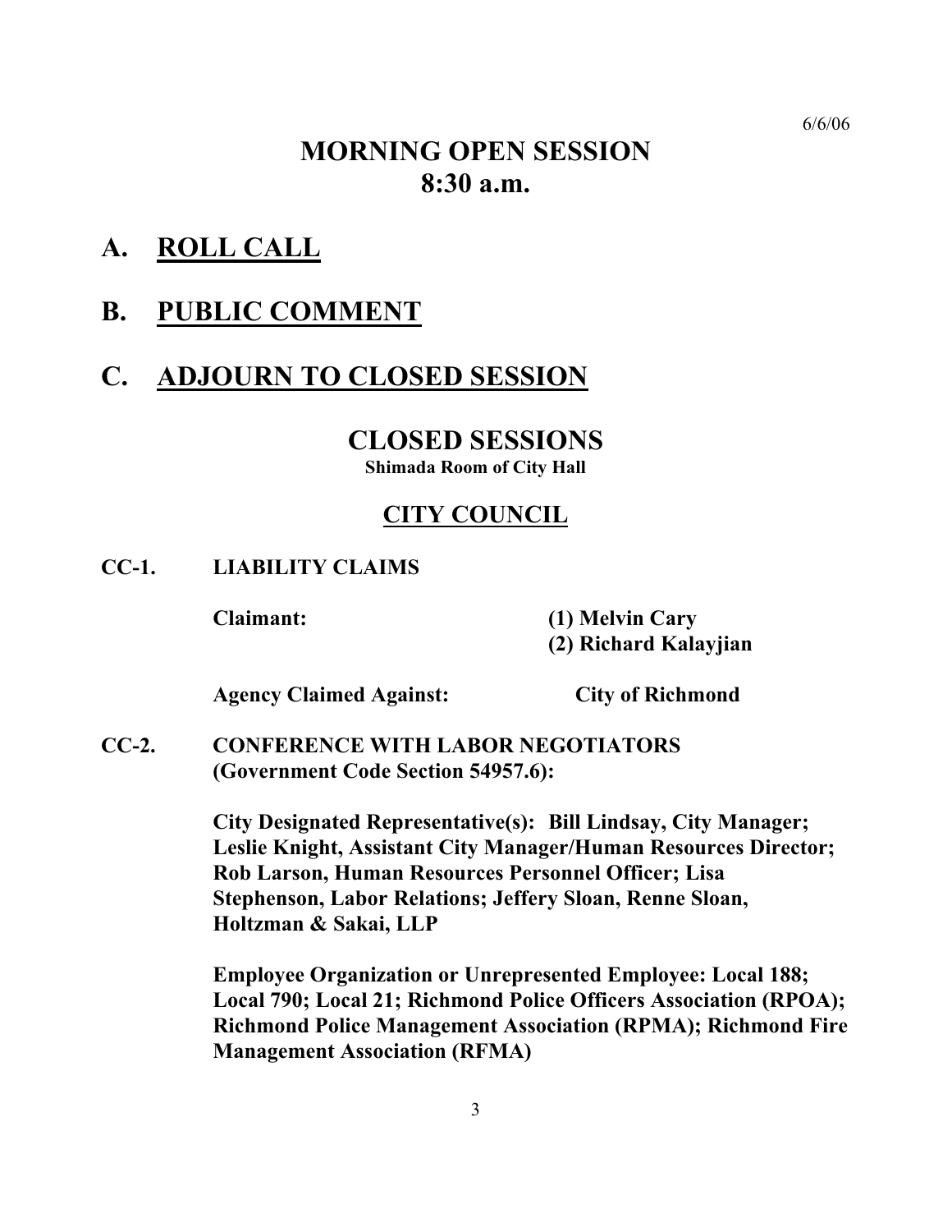6/6/06

# MORNING OPEN SESSION
# 8:30 a.m.

## A. ROLL CALL

## B. PUBLIC COMMENT

## C. ADJOURN TO CLOSED SESSION

# CLOSED SESSIONS

**Shimada Room of City Hall**

## CITY COUNCIL

**CC-1. LIABILITY CLAIMS**

**Claimant:** **(1) Melvin Cary**
**(2) Richard Kalayjian**

**Agency Claimed Against:** **City of Richmond**

**CC-2. CONFERENCE WITH LABOR NEGOTIATORS (Government Code Section 54957.6):**

**City Designated Representative(s): Bill Lindsay, City Manager; Leslie Knight, Assistant City Manager/Human Resources Director; Rob Larson, Human Resources Personnel Officer; Lisa Stephenson, Labor Relations; Jeffery Sloan, Renne Sloan, Holtzman & Sakai, LLP**

**Employee Organization or Unrepresented Employee: Local 188; Local 790; Local 21; Richmond Police Officers Association (RPOA); Richmond Police Management Association (RPMA); Richmond Fire Management Association (RFMA)**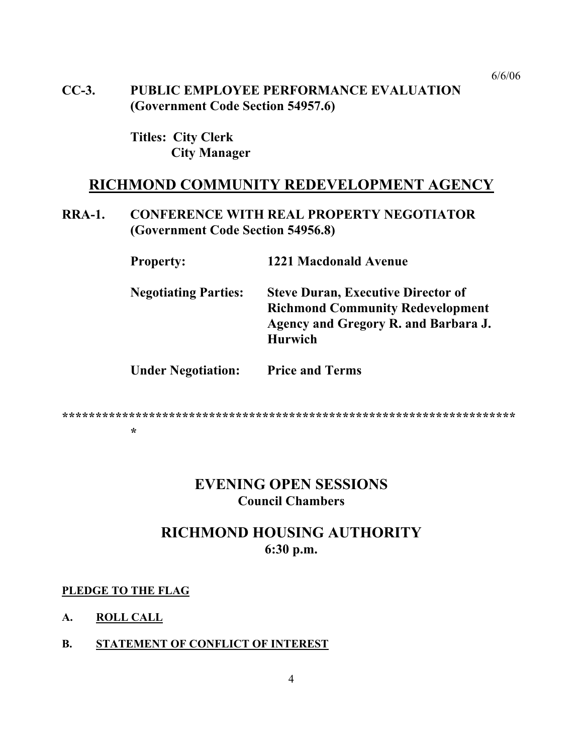**CC-3. PUBLIC EMPLOYEE PERFORMANCE EVALUATION (Government Code Section 54957.6)**

**Titles: City Clerk**
**City Manager**

## RICHMOND COMMUNITY REDEVELOPMENT AGENCY

**RRA-1. CONFERENCE WITH REAL PROPERTY NEGOTIATOR (Government Code Section 54956.8)**

**Property:** **1221 Macdonald Avenue**

**Negotiating Parties:** **Steve Duran, Executive Director of Richmond Community Redevelopment Agency and Gregory R. and Barbara J. Hurwich**

**Under Negotiation:** **Price and Terms**

*******************************************************************
*

## EVENING OPEN SESSIONS
**Council Chambers**

## RICHMOND HOUSING AUTHORITY
**6:30 p.m.**

**PLEDGE TO THE FLAG**

**A. ROLL CALL**

**B. STATEMENT OF CONFLICT OF INTEREST**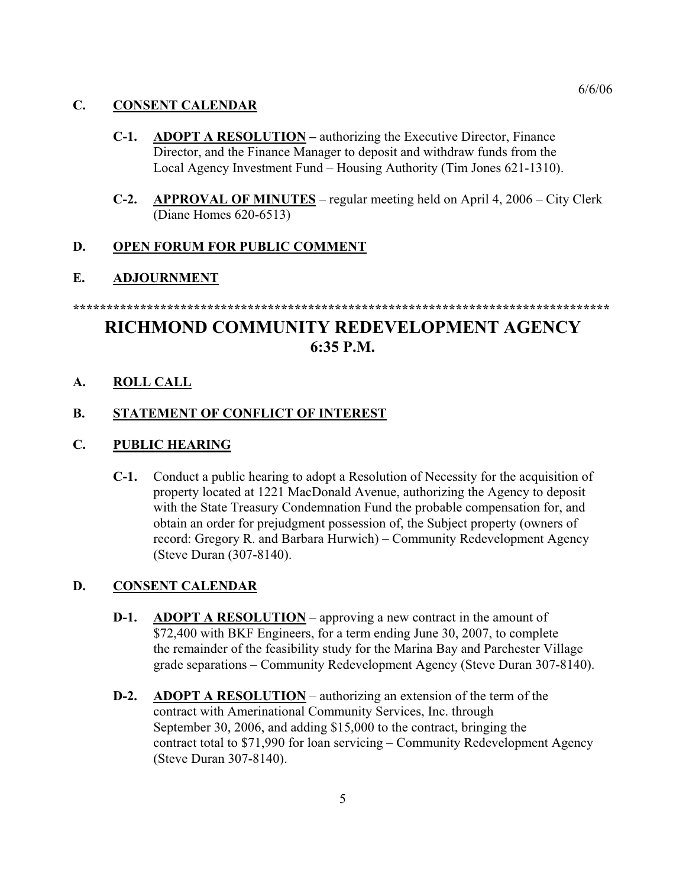6/6/06

**C. CONSENT CALENDAR**

**C-1. ADOPT A RESOLUTION –** authorizing the Executive Director, Finance Director, and the Finance Manager to deposit and withdraw funds from the Local Agency Investment Fund – Housing Authority (Tim Jones 621-1310).

**C-2. APPROVAL OF MINUTES** – regular meeting held on April 4, 2006 – City Clerk (Diane Homes 620-6513)

**D. OPEN FORUM FOR PUBLIC COMMENT**

**E. ADJOURNMENT**

**************************************************************************************

# RICHMOND COMMUNITY REDEVELOPMENT AGENCY
## 6:35 P.M.

**A. ROLL CALL**

**B. STATEMENT OF CONFLICT OF INTEREST**

**C. PUBLIC HEARING**

**C-1.** Conduct a public hearing to adopt a Resolution of Necessity for the acquisition of property located at 1221 MacDonald Avenue, authorizing the Agency to deposit with the State Treasury Condemnation Fund the probable compensation for, and obtain an order for prejudgment possession of, the Subject property (owners of record: Gregory R. and Barbara Hurwich) – Community Redevelopment Agency (Steve Duran (307-8140).

**D. CONSENT CALENDAR**

**D-1. ADOPT A RESOLUTION** – approving a new contract in the amount of $72,400 with BKF Engineers, for a term ending June 30, 2007, to complete the remainder of the feasibility study for the Marina Bay and Parchester Village grade separations – Community Redevelopment Agency (Steve Duran 307-8140).

**D-2. ADOPT A RESOLUTION** – authorizing an extension of the term of the contract with Amerinational Community Services, Inc. through September 30, 2006, and adding $15,000 to the contract, bringing the contract total to $71,990 for loan servicing – Community Redevelopment Agency (Steve Duran 307-8140).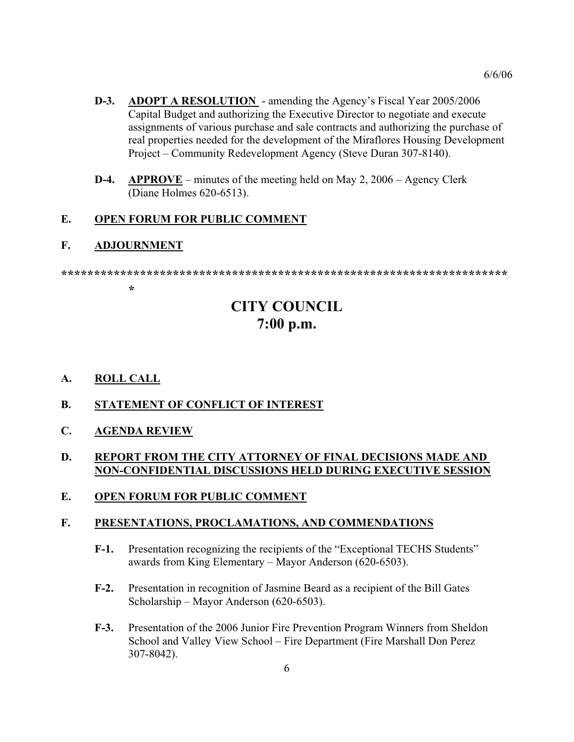**D-3.** **ADOPT A RESOLUTION** - amending the Agency's Fiscal Year 2005/2006 Capital Budget and authorizing the Executive Director to negotiate and execute assignments of various purchase and sale contracts and authorizing the purchase of real properties needed for the development of the Miraflores Housing Development Project – Community Redevelopment Agency (Steve Duran 307-8140).

**D-4.** **APPROVE** – minutes of the meeting held on May 2, 2006 – Agency Clerk (Diane Holmes 620-6513).

**E.** **OPEN FORUM FOR PUBLIC COMMENT**

**F.** **ADJOURNMENT**

*******************************************************************

# CITY COUNCIL
# 7:00 p.m.

**A.** **ROLL CALL**

**B.** **STATEMENT OF CONFLICT OF INTEREST**

**C.** **AGENDA REVIEW**

**D.** **REPORT FROM THE CITY ATTORNEY OF FINAL DECISIONS MADE AND NON-CONFIDENTIAL DISCUSSIONS HELD DURING EXECUTIVE SESSION**

**E.** **OPEN FORUM FOR PUBLIC COMMENT**

**F.** **PRESENTATIONS, PROCLAMATIONS, AND COMMENDATIONS**

**F-1.** Presentation recognizing the recipients of the "Exceptional TECHS Students" awards from King Elementary – Mayor Anderson (620-6503).

**F-2.** Presentation in recognition of Jasmine Beard as a recipient of the Bill Gates Scholarship – Mayor Anderson (620-6503).

**F-3.** Presentation of the 2006 Junior Fire Prevention Program Winners from Sheldon School and Valley View School – Fire Department (Fire Marshall Don Perez 307-8042).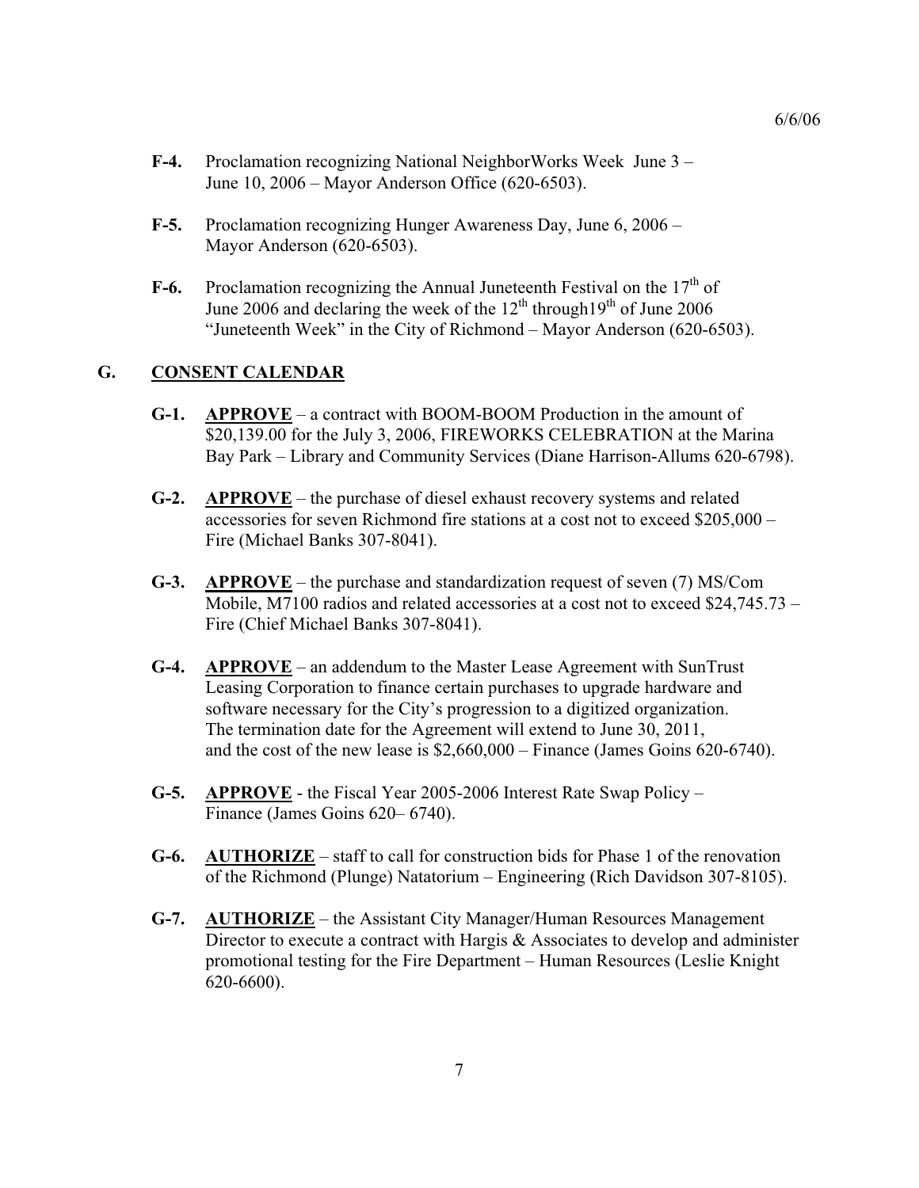6/6/06

**F-4.** Proclamation recognizing National NeighborWorks Week June 3 – June 10, 2006 – Mayor Anderson Office (620-6503).

**F-5.** Proclamation recognizing Hunger Awareness Day, June 6, 2006 – Mayor Anderson (620-6503).

**F-6.** Proclamation recognizing the Annual Juneteenth Festival on the 17th of June 2006 and declaring the week of the 12th through19th of June 2006 "Juneteenth Week" in the City of Richmond – Mayor Anderson (620-6503).

## G. CONSENT CALENDAR

**G-1.** **APPROVE** – a contract with BOOM-BOOM Production in the amount of $20,139.00 for the July 3, 2006, FIREWORKS CELEBRATION at the Marina Bay Park – Library and Community Services (Diane Harrison-Allums 620-6798).

**G-2.** **APPROVE** – the purchase of diesel exhaust recovery systems and related accessories for seven Richmond fire stations at a cost not to exceed $205,000 – Fire (Michael Banks 307-8041).

**G-3.** **APPROVE** – the purchase and standardization request of seven (7) MS/Com Mobile, M7100 radios and related accessories at a cost not to exceed $24,745.73 – Fire (Chief Michael Banks 307-8041).

**G-4.** **APPROVE** – an addendum to the Master Lease Agreement with SunTrust Leasing Corporation to finance certain purchases to upgrade hardware and software necessary for the City's progression to a digitized organization. The termination date for the Agreement will extend to June 30, 2011, and the cost of the new lease is $2,660,000 – Finance (James Goins 620-6740).

**G-5.** **APPROVE** - the Fiscal Year 2005-2006 Interest Rate Swap Policy – Finance (James Goins 620– 6740).

**G-6.** **AUTHORIZE** – staff to call for construction bids for Phase 1 of the renovation of the Richmond (Plunge) Natatorium – Engineering (Rich Davidson 307-8105).

**G-7.** **AUTHORIZE** – the Assistant City Manager/Human Resources Management Director to execute a contract with Hargis & Associates to develop and administer promotional testing for the Fire Department – Human Resources (Leslie Knight 620-6600).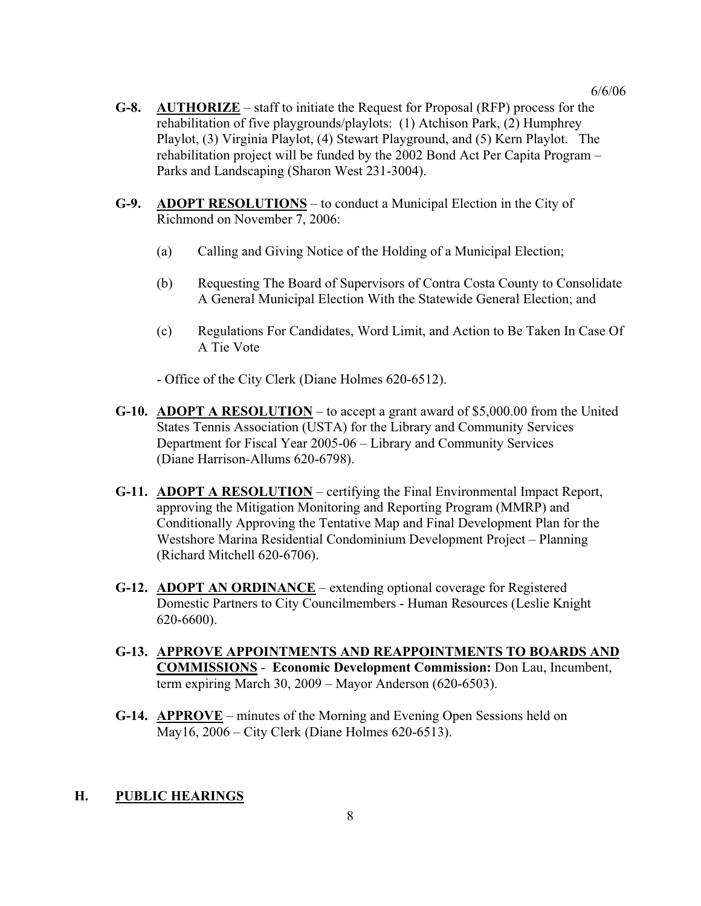**G-8.** **AUTHORIZE** – staff to initiate the Request for Proposal (RFP) process for the rehabilitation of five playgrounds/playlots: (1) Atchison Park, (2) Humphrey Playlot, (3) Virginia Playlot, (4) Stewart Playground, and (5) Kern Playlot. The rehabilitation project will be funded by the 2002 Bond Act Per Capita Program – Parks and Landscaping (Sharon West 231-3004).

**G-9.** **ADOPT RESOLUTIONS** – to conduct a Municipal Election in the City of Richmond on November 7, 2006:

(a) Calling and Giving Notice of the Holding of a Municipal Election;

(b) Requesting The Board of Supervisors of Contra Costa County to Consolidate A General Municipal Election With the Statewide General Election; and

(c) Regulations For Candidates, Word Limit, and Action to Be Taken In Case Of A Tie Vote

- Office of the City Clerk (Diane Holmes 620-6512).

**G-10.** **ADOPT A RESOLUTION** – to accept a grant award of $5,000.00 from the United States Tennis Association (USTA) for the Library and Community Services Department for Fiscal Year 2005-06 – Library and Community Services (Diane Harrison-Allums 620-6798).

**G-11.** **ADOPT A RESOLUTION** – certifying the Final Environmental Impact Report, approving the Mitigation Monitoring and Reporting Program (MMRP) and Conditionally Approving the Tentative Map and Final Development Plan for the Westshore Marina Residential Condominium Development Project – Planning (Richard Mitchell 620-6706).

**G-12.** **ADOPT AN ORDINANCE** – extending optional coverage for Registered Domestic Partners to City Councilmembers - Human Resources (Leslie Knight 620-6600).

**G-13.** **APPROVE APPOINTMENTS AND REAPPOINTMENTS TO BOARDS AND COMMISSIONS** - **Economic Development Commission:** Don Lau, Incumbent, term expiring March 30, 2009 – Mayor Anderson (620-6503).

**G-14.** **APPROVE** – minutes of the Morning and Evening Open Sessions held on May16, 2006 – City Clerk (Diane Holmes 620-6513).

## H. PUBLIC HEARINGS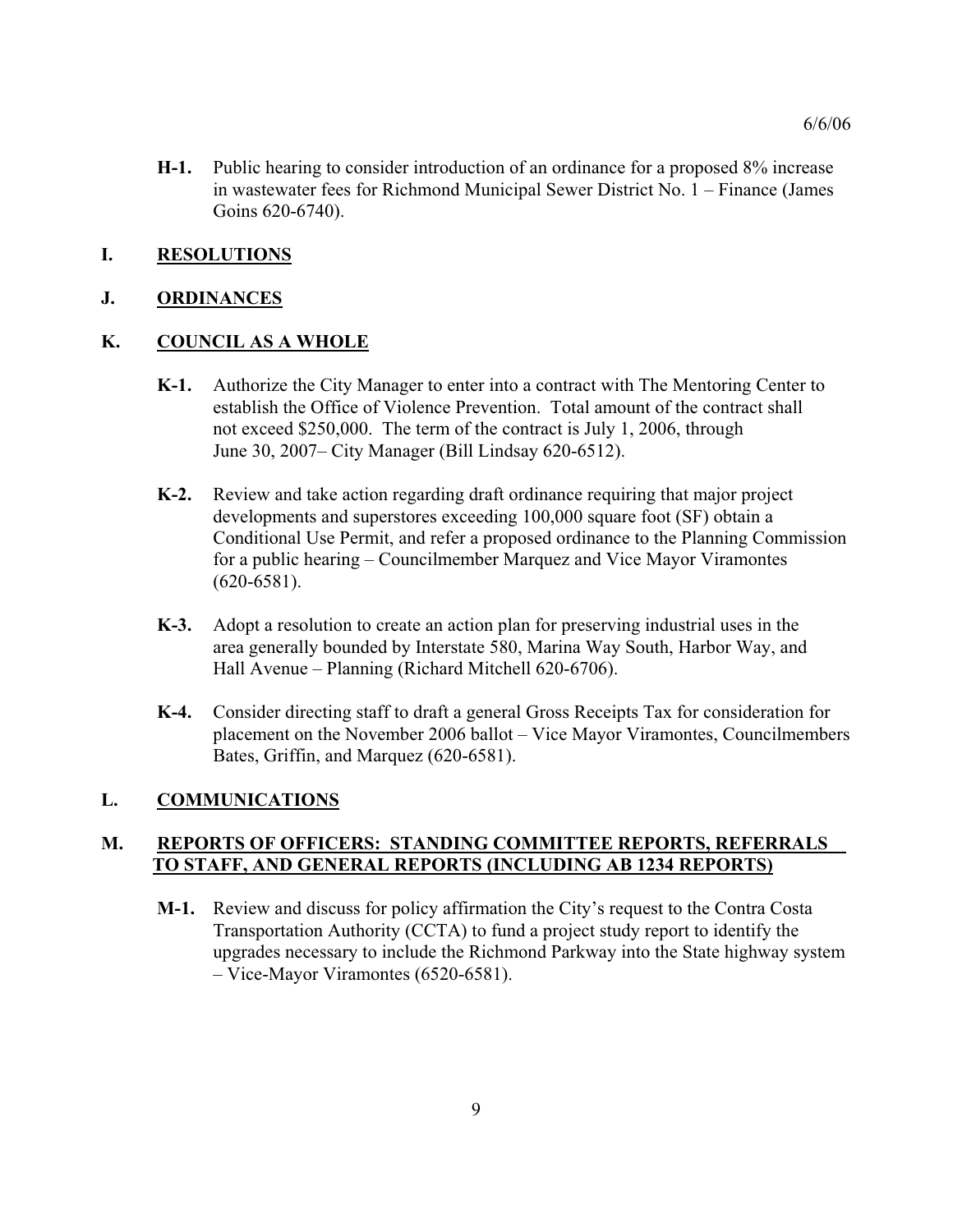6/6/06

**H-1.** Public hearing to consider introduction of an ordinance for a proposed 8% increase in wastewater fees for Richmond Municipal Sewer District No. 1 – Finance (James Goins 620-6740).

## I. RESOLUTIONS

## J. ORDINANCES

## K. COUNCIL AS A WHOLE

**K-1.** Authorize the City Manager to enter into a contract with The Mentoring Center to establish the Office of Violence Prevention. Total amount of the contract shall not exceed $250,000. The term of the contract is July 1, 2006, through June 30, 2007– City Manager (Bill Lindsay 620-6512).

**K-2.** Review and take action regarding draft ordinance requiring that major project developments and superstores exceeding 100,000 square foot (SF) obtain a Conditional Use Permit, and refer a proposed ordinance to the Planning Commission for a public hearing – Councilmember Marquez and Vice Mayor Viramontes (620-6581).

**K-3.** Adopt a resolution to create an action plan for preserving industrial uses in the area generally bounded by Interstate 580, Marina Way South, Harbor Way, and Hall Avenue – Planning (Richard Mitchell 620-6706).

**K-4.** Consider directing staff to draft a general Gross Receipts Tax for consideration for placement on the November 2006 ballot – Vice Mayor Viramontes, Councilmembers Bates, Griffin, and Marquez (620-6581).

## L. COMMUNICATIONS

## M. REPORTS OF OFFICERS: STANDING COMMITTEE REPORTS, REFERRALS TO STAFF, AND GENERAL REPORTS (INCLUDING AB 1234 REPORTS)

**M-1.** Review and discuss for policy affirmation the City's request to the Contra Costa Transportation Authority (CCTA) to fund a project study report to identify the upgrades necessary to include the Richmond Parkway into the State highway system – Vice-Mayor Viramontes (6520-6581).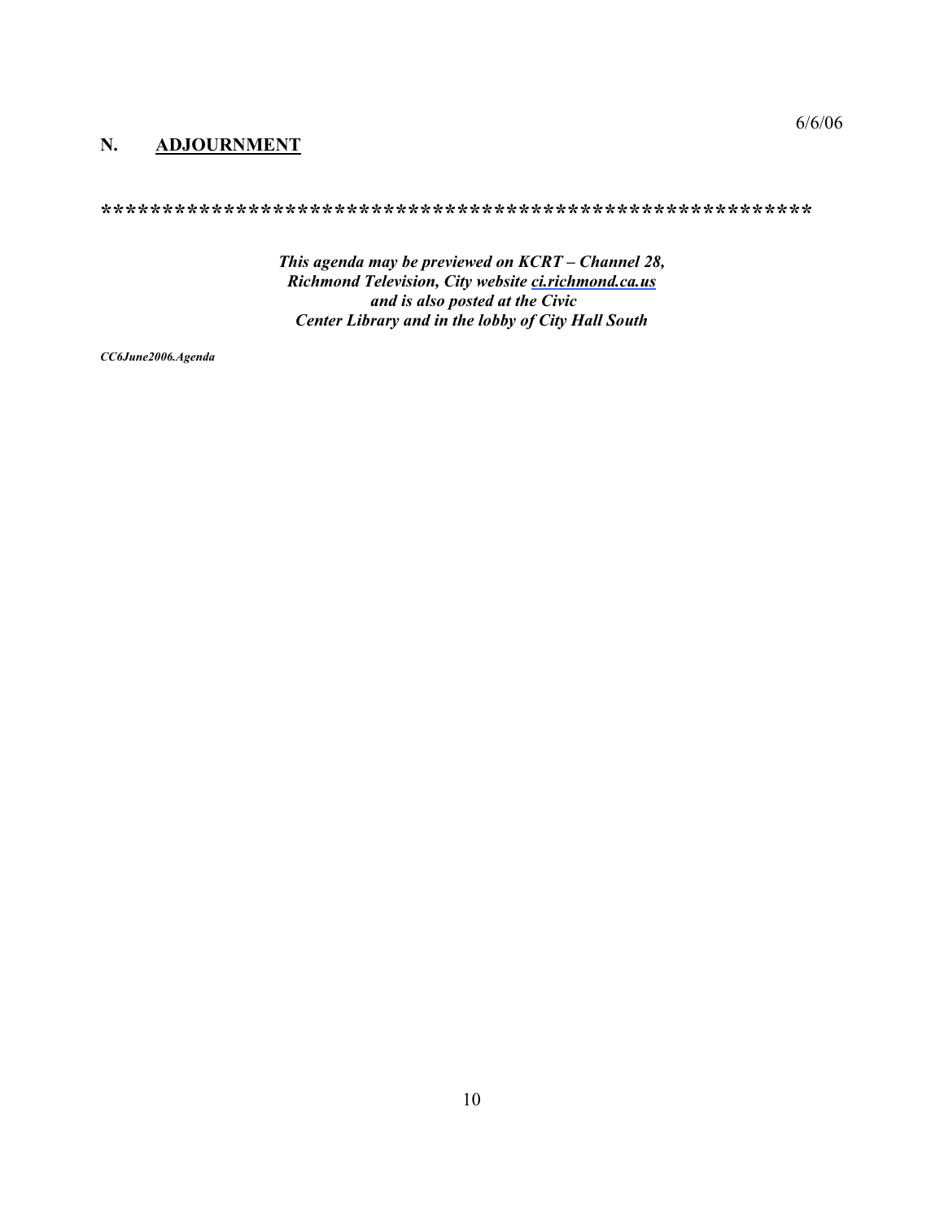## N. ADJOURNMENT

*********************************************************

***This agenda may be previewed on KCRT – Channel 28, Richmond Television, City website ci.richmond.ca.us and is also posted at the Civic Center Library and in the lobby of City Hall South***

***CC6June2006.Agenda***